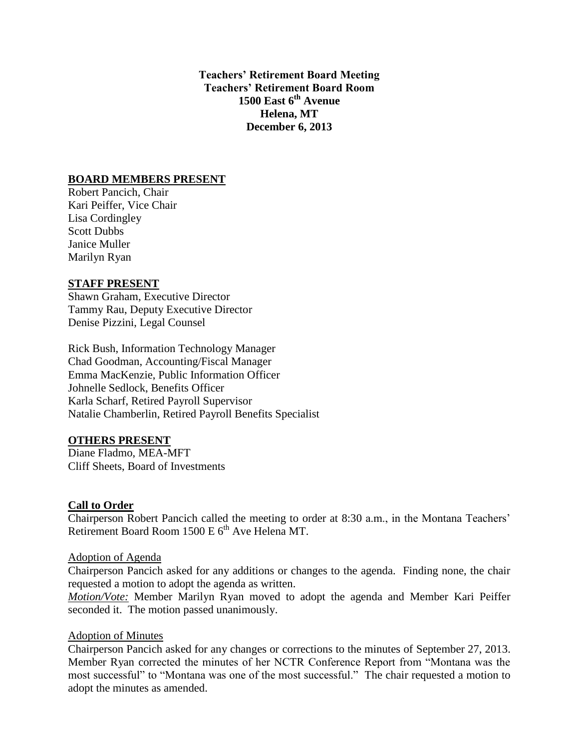**Teachers' Retirement Board Meeting**
**Teachers' Retirement Board Room**
**1500 East 6th Avenue**
**Helena, MT**
**December 6, 2013**

## BOARD MEMBERS PRESENT

Robert Pancich, Chair
Kari Peiffer, Vice Chair
Lisa Cordingley
Scott Dubbs
Janice Muller
Marilyn Ryan

## STAFF PRESENT

Shawn Graham, Executive Director
Tammy Rau, Deputy Executive Director
Denise Pizzini, Legal Counsel

Rick Bush, Information Technology Manager
Chad Goodman, Accounting/Fiscal Manager
Emma MacKenzie, Public Information Officer
Johnelle Sedlock, Benefits Officer
Karla Scharf, Retired Payroll Supervisor
Natalie Chamberlin, Retired Payroll Benefits Specialist

## OTHERS PRESENT

Diane Fladmo, MEA-MFT
Cliff Sheets, Board of Investments

## Call to Order

Chairperson Robert Pancich called the meeting to order at 8:30 a.m., in the Montana Teachers' Retirement Board Room 1500 E 6th Ave Helena MT.

### Adoption of Agenda

Chairperson Pancich asked for any additions or changes to the agenda. Finding none, the chair requested a motion to adopt the agenda as written.

*Motion/Vote:* Member Marilyn Ryan moved to adopt the agenda and Member Kari Peiffer seconded it. The motion passed unanimously.

### Adoption of Minutes

Chairperson Pancich asked for any changes or corrections to the minutes of September 27, 2013. Member Ryan corrected the minutes of her NCTR Conference Report from "Montana was the most successful" to "Montana was one of the most successful." The chair requested a motion to adopt the minutes as amended.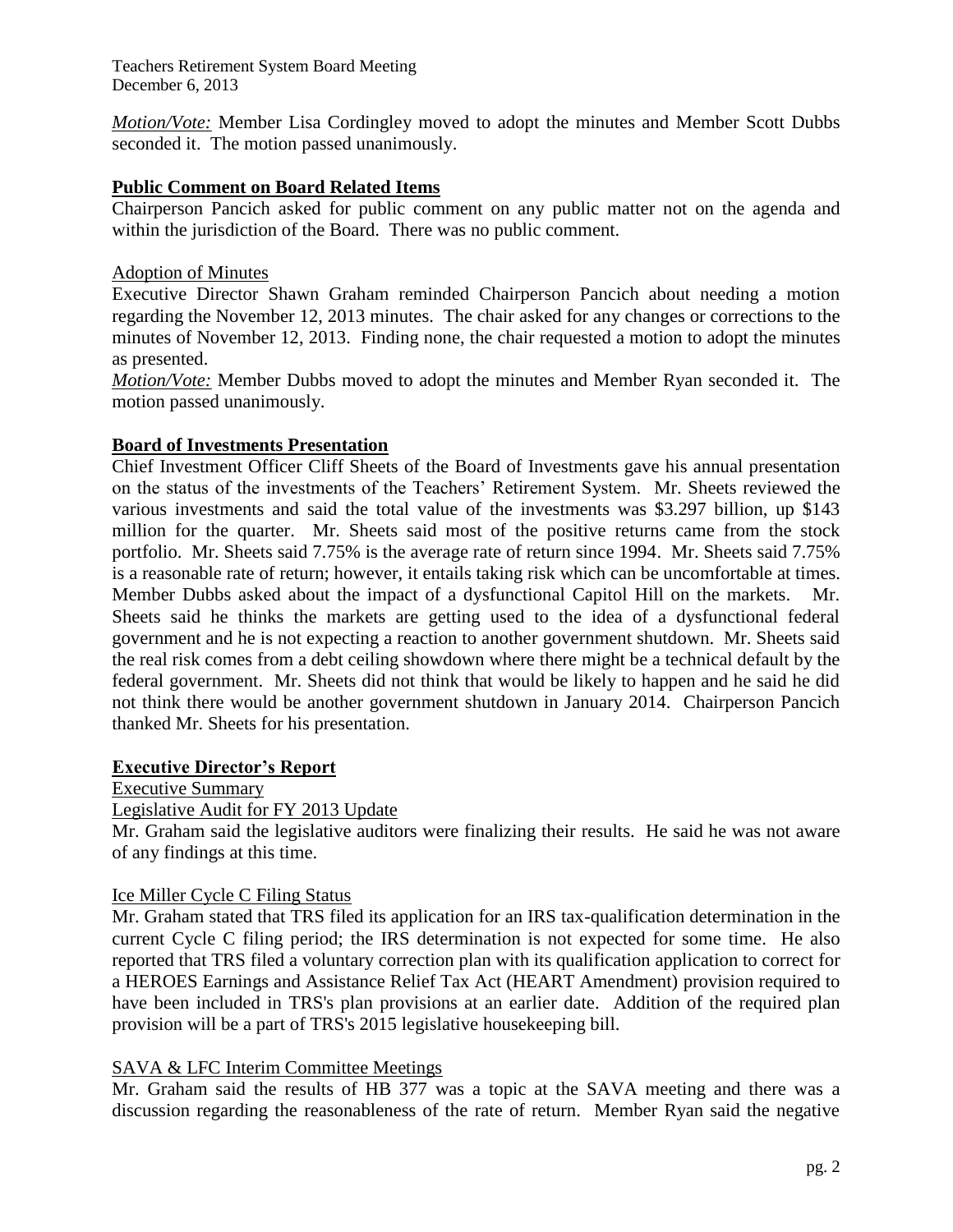*Motion/Vote:* Member Lisa Cordingley moved to adopt the minutes and Member Scott Dubbs seconded it. The motion passed unanimously.

## Public Comment on Board Related Items

Chairperson Pancich asked for public comment on any public matter not on the agenda and within the jurisdiction of the Board. There was no public comment.

### Adoption of Minutes

Executive Director Shawn Graham reminded Chairperson Pancich about needing a motion regarding the November 12, 2013 minutes. The chair asked for any changes or corrections to the minutes of November 12, 2013. Finding none, the chair requested a motion to adopt the minutes as presented.

*Motion/Vote:* Member Dubbs moved to adopt the minutes and Member Ryan seconded it. The motion passed unanimously.

## Board of Investments Presentation

Chief Investment Officer Cliff Sheets of the Board of Investments gave his annual presentation on the status of the investments of the Teachers' Retirement System. Mr. Sheets reviewed the various investments and said the total value of the investments was $3.297 billion, up $143 million for the quarter. Mr. Sheets said most of the positive returns came from the stock portfolio. Mr. Sheets said 7.75% is the average rate of return since 1994. Mr. Sheets said 7.75% is a reasonable rate of return; however, it entails taking risk which can be uncomfortable at times. Member Dubbs asked about the impact of a dysfunctional Capitol Hill on the markets. Mr. Sheets said he thinks the markets are getting used to the idea of a dysfunctional federal government and he is not expecting a reaction to another government shutdown. Mr. Sheets said the real risk comes from a debt ceiling showdown where there might be a technical default by the federal government. Mr. Sheets did not think that would be likely to happen and he said he did not think there would be another government shutdown in January 2014. Chairperson Pancich thanked Mr. Sheets for his presentation.

## Executive Director's Report

### Executive Summary

### Legislative Audit for FY 2013 Update

Mr. Graham said the legislative auditors were finalizing their results. He said he was not aware of any findings at this time.

### Ice Miller Cycle C Filing Status

Mr. Graham stated that TRS filed its application for an IRS tax-qualification determination in the current Cycle C filing period; the IRS determination is not expected for some time. He also reported that TRS filed a voluntary correction plan with its qualification application to correct for a HEROES Earnings and Assistance Relief Tax Act (HEART Amendment) provision required to have been included in TRS's plan provisions at an earlier date. Addition of the required plan provision will be a part of TRS's 2015 legislative housekeeping bill.

### SAVA & LFC Interim Committee Meetings

Mr. Graham said the results of HB 377 was a topic at the SAVA meeting and there was a discussion regarding the reasonableness of the rate of return. Member Ryan said the negative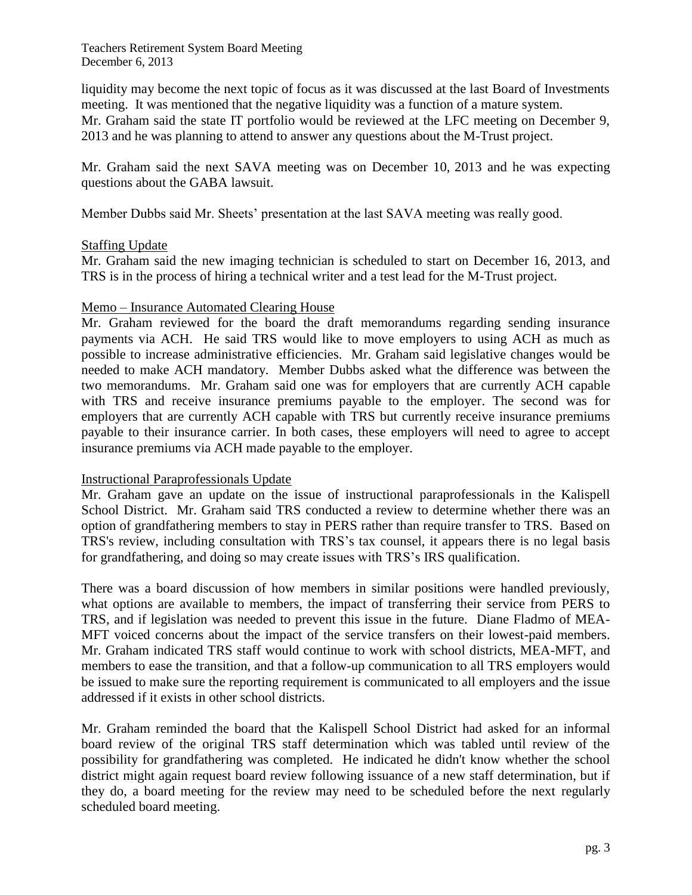liquidity may become the next topic of focus as it was discussed at the last Board of Investments meeting. It was mentioned that the negative liquidity was a function of a mature system.
Mr. Graham said the state IT portfolio would be reviewed at the LFC meeting on December 9, 2013 and he was planning to attend to answer any questions about the M-Trust project.

Mr. Graham said the next SAVA meeting was on December 10, 2013 and he was expecting questions about the GABA lawsuit.

Member Dubbs said Mr. Sheets' presentation at the last SAVA meeting was really good.

Staffing Update

Mr. Graham said the new imaging technician is scheduled to start on December 16, 2013, and TRS is in the process of hiring a technical writer and a test lead for the M-Trust project.

Memo – Insurance Automated Clearing House

Mr. Graham reviewed for the board the draft memorandums regarding sending insurance payments via ACH. He said TRS would like to move employers to using ACH as much as possible to increase administrative efficiencies. Mr. Graham said legislative changes would be needed to make ACH mandatory. Member Dubbs asked what the difference was between the two memorandums. Mr. Graham said one was for employers that are currently ACH capable with TRS and receive insurance premiums payable to the employer. The second was for employers that are currently ACH capable with TRS but currently receive insurance premiums payable to their insurance carrier. In both cases, these employers will need to agree to accept insurance premiums via ACH made payable to the employer.

Instructional Paraprofessionals Update

Mr. Graham gave an update on the issue of instructional paraprofessionals in the Kalispell School District. Mr. Graham said TRS conducted a review to determine whether there was an option of grandfathering members to stay in PERS rather than require transfer to TRS. Based on TRS's review, including consultation with TRS's tax counsel, it appears there is no legal basis for grandfathering, and doing so may create issues with TRS's IRS qualification.

There was a board discussion of how members in similar positions were handled previously, what options are available to members, the impact of transferring their service from PERS to TRS, and if legislation was needed to prevent this issue in the future. Diane Fladmo of MEA-MFT voiced concerns about the impact of the service transfers on their lowest-paid members. Mr. Graham indicated TRS staff would continue to work with school districts, MEA-MFT, and members to ease the transition, and that a follow-up communication to all TRS employers would be issued to make sure the reporting requirement is communicated to all employers and the issue addressed if it exists in other school districts.

Mr. Graham reminded the board that the Kalispell School District had asked for an informal board review of the original TRS staff determination which was tabled until review of the possibility for grandfathering was completed. He indicated he didn't know whether the school district might again request board review following issuance of a new staff determination, but if they do, a board meeting for the review may need to be scheduled before the next regularly scheduled board meeting.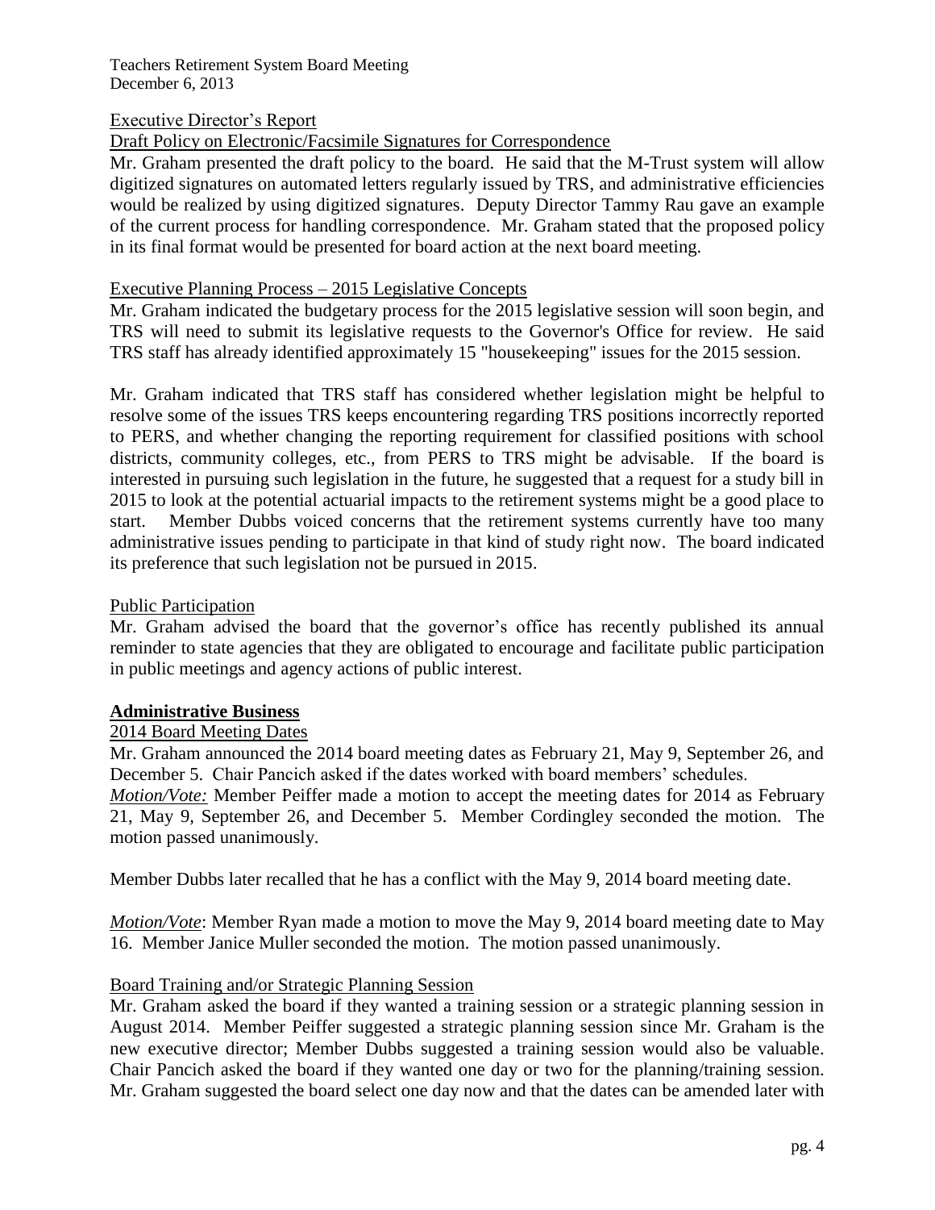Executive Director's Report

Draft Policy on Electronic/Facsimile Signatures for Correspondence

Mr. Graham presented the draft policy to the board. He said that the M-Trust system will allow digitized signatures on automated letters regularly issued by TRS, and administrative efficiencies would be realized by using digitized signatures. Deputy Director Tammy Rau gave an example of the current process for handling correspondence. Mr. Graham stated that the proposed policy in its final format would be presented for board action at the next board meeting.

Executive Planning Process – 2015 Legislative Concepts

Mr. Graham indicated the budgetary process for the 2015 legislative session will soon begin, and TRS will need to submit its legislative requests to the Governor's Office for review. He said TRS staff has already identified approximately 15 "housekeeping" issues for the 2015 session.

Mr. Graham indicated that TRS staff has considered whether legislation might be helpful to resolve some of the issues TRS keeps encountering regarding TRS positions incorrectly reported to PERS, and whether changing the reporting requirement for classified positions with school districts, community colleges, etc., from PERS to TRS might be advisable. If the board is interested in pursuing such legislation in the future, he suggested that a request for a study bill in 2015 to look at the potential actuarial impacts to the retirement systems might be a good place to start. Member Dubbs voiced concerns that the retirement systems currently have too many administrative issues pending to participate in that kind of study right now. The board indicated its preference that such legislation not be pursued in 2015.

Public Participation

Mr. Graham advised the board that the governor's office has recently published its annual reminder to state agencies that they are obligated to encourage and facilitate public participation in public meetings and agency actions of public interest.

## Administrative Business

2014 Board Meeting Dates

Mr. Graham announced the 2014 board meeting dates as February 21, May 9, September 26, and December 5. Chair Pancich asked if the dates worked with board members' schedules.

*Motion/Vote:* Member Peiffer made a motion to accept the meeting dates for 2014 as February 21, May 9, September 26, and December 5. Member Cordingley seconded the motion. The motion passed unanimously.

Member Dubbs later recalled that he has a conflict with the May 9, 2014 board meeting date.

*Motion/Vote*: Member Ryan made a motion to move the May 9, 2014 board meeting date to May 16. Member Janice Muller seconded the motion. The motion passed unanimously.

Board Training and/or Strategic Planning Session

Mr. Graham asked the board if they wanted a training session or a strategic planning session in August 2014. Member Peiffer suggested a strategic planning session since Mr. Graham is the new executive director; Member Dubbs suggested a training session would also be valuable. Chair Pancich asked the board if they wanted one day or two for the planning/training session. Mr. Graham suggested the board select one day now and that the dates can be amended later with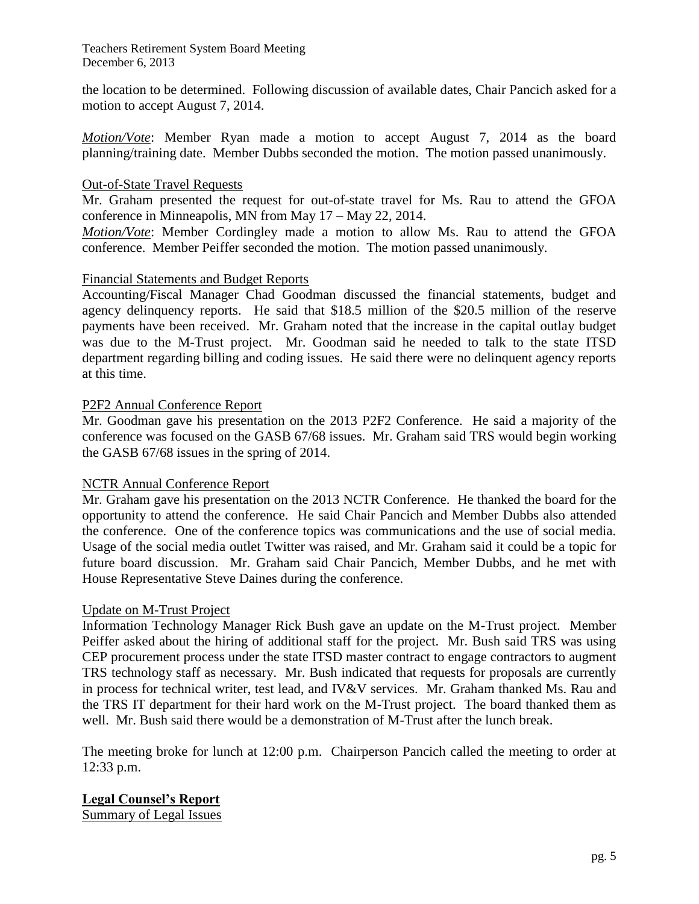the location to be determined. Following discussion of available dates, Chair Pancich asked for a motion to accept August 7, 2014.

*Motion/Vote*: Member Ryan made a motion to accept August 7, 2014 as the board planning/training date. Member Dubbs seconded the motion. The motion passed unanimously.

Out-of-State Travel Requests

Mr. Graham presented the request for out-of-state travel for Ms. Rau to attend the GFOA conference in Minneapolis, MN from May 17 – May 22, 2014.

*Motion/Vote*: Member Cordingley made a motion to allow Ms. Rau to attend the GFOA conference. Member Peiffer seconded the motion. The motion passed unanimously.

Financial Statements and Budget Reports

Accounting/Fiscal Manager Chad Goodman discussed the financial statements, budget and agency delinquency reports. He said that $18.5 million of the $20.5 million of the reserve payments have been received. Mr. Graham noted that the increase in the capital outlay budget was due to the M-Trust project. Mr. Goodman said he needed to talk to the state ITSD department regarding billing and coding issues. He said there were no delinquent agency reports at this time.

P2F2 Annual Conference Report

Mr. Goodman gave his presentation on the 2013 P2F2 Conference. He said a majority of the conference was focused on the GASB 67/68 issues. Mr. Graham said TRS would begin working the GASB 67/68 issues in the spring of 2014.

NCTR Annual Conference Report

Mr. Graham gave his presentation on the 2013 NCTR Conference. He thanked the board for the opportunity to attend the conference. He said Chair Pancich and Member Dubbs also attended the conference. One of the conference topics was communications and the use of social media. Usage of the social media outlet Twitter was raised, and Mr. Graham said it could be a topic for future board discussion. Mr. Graham said Chair Pancich, Member Dubbs, and he met with House Representative Steve Daines during the conference.

Update on M-Trust Project

Information Technology Manager Rick Bush gave an update on the M-Trust project. Member Peiffer asked about the hiring of additional staff for the project. Mr. Bush said TRS was using CEP procurement process under the state ITSD master contract to engage contractors to augment TRS technology staff as necessary. Mr. Bush indicated that requests for proposals are currently in process for technical writer, test lead, and IV&V services. Mr. Graham thanked Ms. Rau and the TRS IT department for their hard work on the M-Trust project. The board thanked them as well. Mr. Bush said there would be a demonstration of M-Trust after the lunch break.

The meeting broke for lunch at 12:00 p.m. Chairperson Pancich called the meeting to order at 12:33 p.m.

## Legal Counsel's Report

Summary of Legal Issues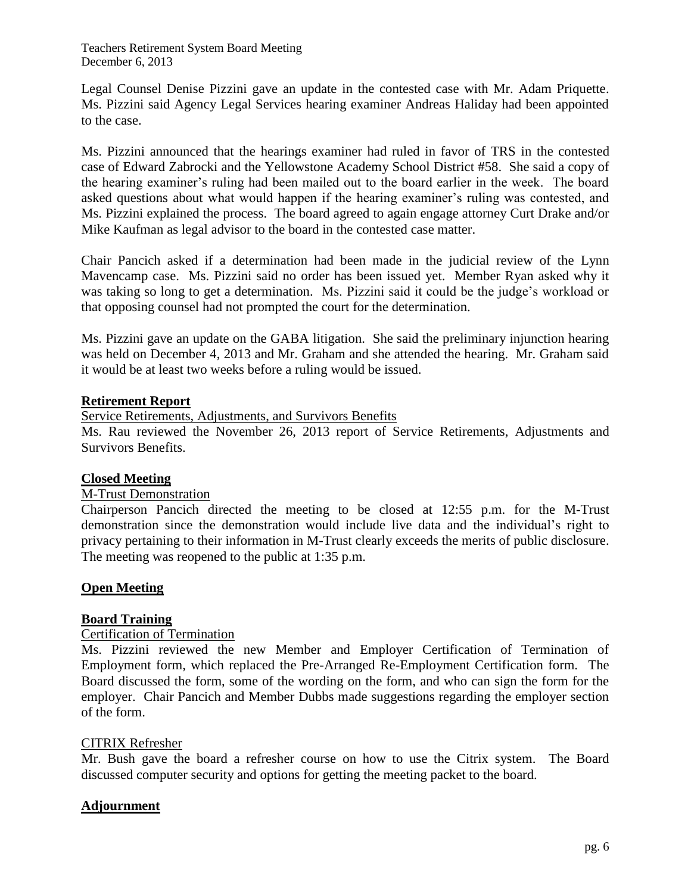Legal Counsel Denise Pizzini gave an update in the contested case with Mr. Adam Priquette. Ms. Pizzini said Agency Legal Services hearing examiner Andreas Haliday had been appointed to the case.

Ms. Pizzini announced that the hearings examiner had ruled in favor of TRS in the contested case of Edward Zabrocki and the Yellowstone Academy School District #58. She said a copy of the hearing examiner's ruling had been mailed out to the board earlier in the week. The board asked questions about what would happen if the hearing examiner's ruling was contested, and Ms. Pizzini explained the process. The board agreed to again engage attorney Curt Drake and/or Mike Kaufman as legal advisor to the board in the contested case matter.

Chair Pancich asked if a determination had been made in the judicial review of the Lynn Mavencamp case. Ms. Pizzini said no order has been issued yet. Member Ryan asked why it was taking so long to get a determination. Ms. Pizzini said it could be the judge's workload or that opposing counsel had not prompted the court for the determination.

Ms. Pizzini gave an update on the GABA litigation. She said the preliminary injunction hearing was held on December 4, 2013 and Mr. Graham and she attended the hearing. Mr. Graham said it would be at least two weeks before a ruling would be issued.

## Retirement Report

Service Retirements, Adjustments, and Survivors Benefits

Ms. Rau reviewed the November 26, 2013 report of Service Retirements, Adjustments and Survivors Benefits.

## Closed Meeting

M-Trust Demonstration

Chairperson Pancich directed the meeting to be closed at 12:55 p.m. for the M-Trust demonstration since the demonstration would include live data and the individual's right to privacy pertaining to their information in M-Trust clearly exceeds the merits of public disclosure. The meeting was reopened to the public at 1:35 p.m.

## Open Meeting

## Board Training

Certification of Termination

Ms. Pizzini reviewed the new Member and Employer Certification of Termination of Employment form, which replaced the Pre-Arranged Re-Employment Certification form. The Board discussed the form, some of the wording on the form, and who can sign the form for the employer. Chair Pancich and Member Dubbs made suggestions regarding the employer section of the form.

CITRIX Refresher

Mr. Bush gave the board a refresher course on how to use the Citrix system. The Board discussed computer security and options for getting the meeting packet to the board.

## Adjournment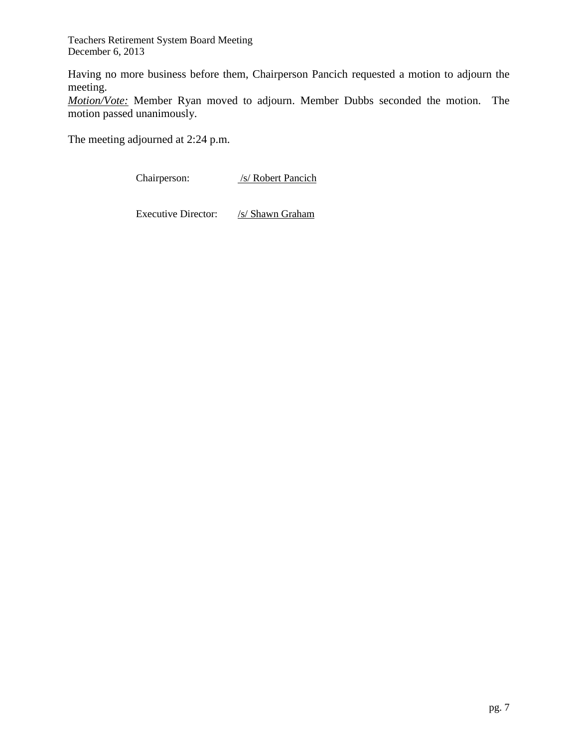Having no more business before them, Chairperson Pancich requested a motion to adjourn the meeting.

***Motion/Vote:*** Member Ryan moved to adjourn. Member Dubbs seconded the motion. The motion passed unanimously.

The meeting adjourned at 2:24 p.m.

Chairperson: /s/ Robert Pancich

Executive Director: /s/ Shawn Graham